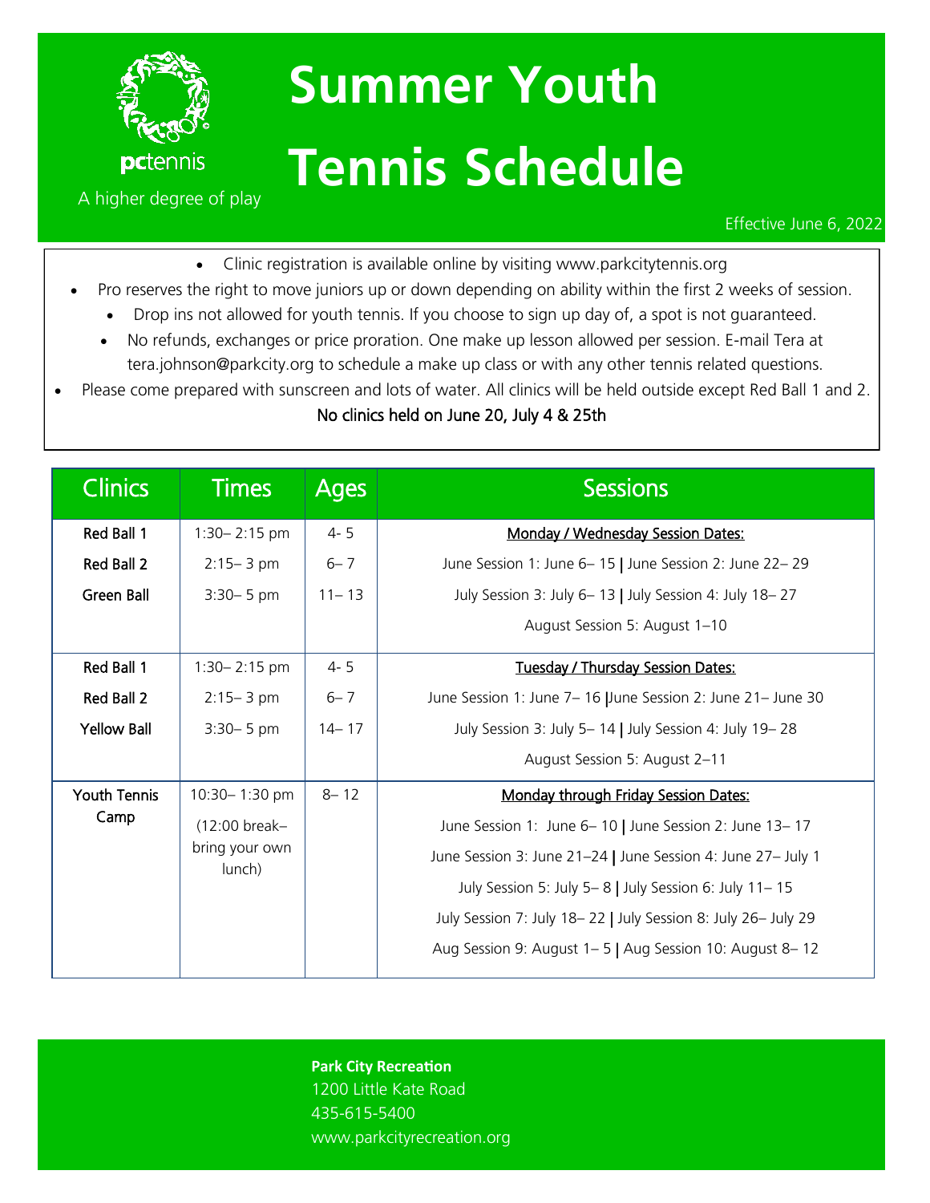pctennis

A higher degree of play

# Summer Youth Tennis Schedule

Effective June 6, 2022

- Clinic registration is available online by visiting www.parkcitytennis.org
- Pro reserves the right to move juniors up or down depending on ability within the first 2 weeks of session.
- Drop ins not allowed for youth tennis. If you choose to sign up day of, a spot is not guaranteed.
- No refunds, exchanges or price proration. One make up lesson allowed per session. E-mail Tera at tera.johnson@parkcity.org to schedule a make up class or with any other tennis related questions.
- Please come prepared with sunscreen and lots of water. All clinics will be held outside except Red Ball 1 and 2.

No clinics held on June 20, July 4 & 25th

| Clinics | Times | Ages | Sessions |
|---|---|---|---|
| Red Ball 1 | 1:30– 2:15 pm | 4- 5 | Monday / Wednesday Session Dates: |
| Red Ball 2 | 2:15– 3 pm | 6– 7 | June Session 1: June 6– 15 \| June Session 2: June 22– 29 |
| Green Ball | 3:30– 5 pm | 11– 13 | July Session 3: July 6– 13 \| July Session 4: July 18– 27 |
| | | | August Session 5: August 1–10 |
| Red Ball 1 | 1:30– 2:15 pm | 4- 5 | Tuesday / Thursday Session Dates: |
| Red Ball 2 | 2:15– 3 pm | 6– 7 | June Session 1: June 7– 16 \| June Session 2: June 21– June 30 |
| Yellow Ball | 3:30– 5 pm | 14– 17 | July Session 3: July 5– 14 \| July Session 4: July 19– 28 |
| | | | August Session 5: August 2–11 |
| Youth Tennis Camp | 10:30– 1:30 pm | 8– 12 | Monday through Friday Session Dates: |
| | (12:00 break– bring your own lunch) | | June Session 1: June 6– 10 \| June Session 2: June 13– 17 |
| | | | June Session 3: June 21–24 \| June Session 4: June 27– July 1 |
| | | | July Session 5: July 5– 8 \| July Session 6: July 11– 15 |
| | | | July Session 7: July 18– 22 \| July Session 8: July 26– July 29 |
| | | | Aug Session 9: August 1– 5 \| Aug Session 10: August 8– 12 |

**Park City Recreation**
1200 Little Kate Road
435-615-5400
www.parkcityrecreation.org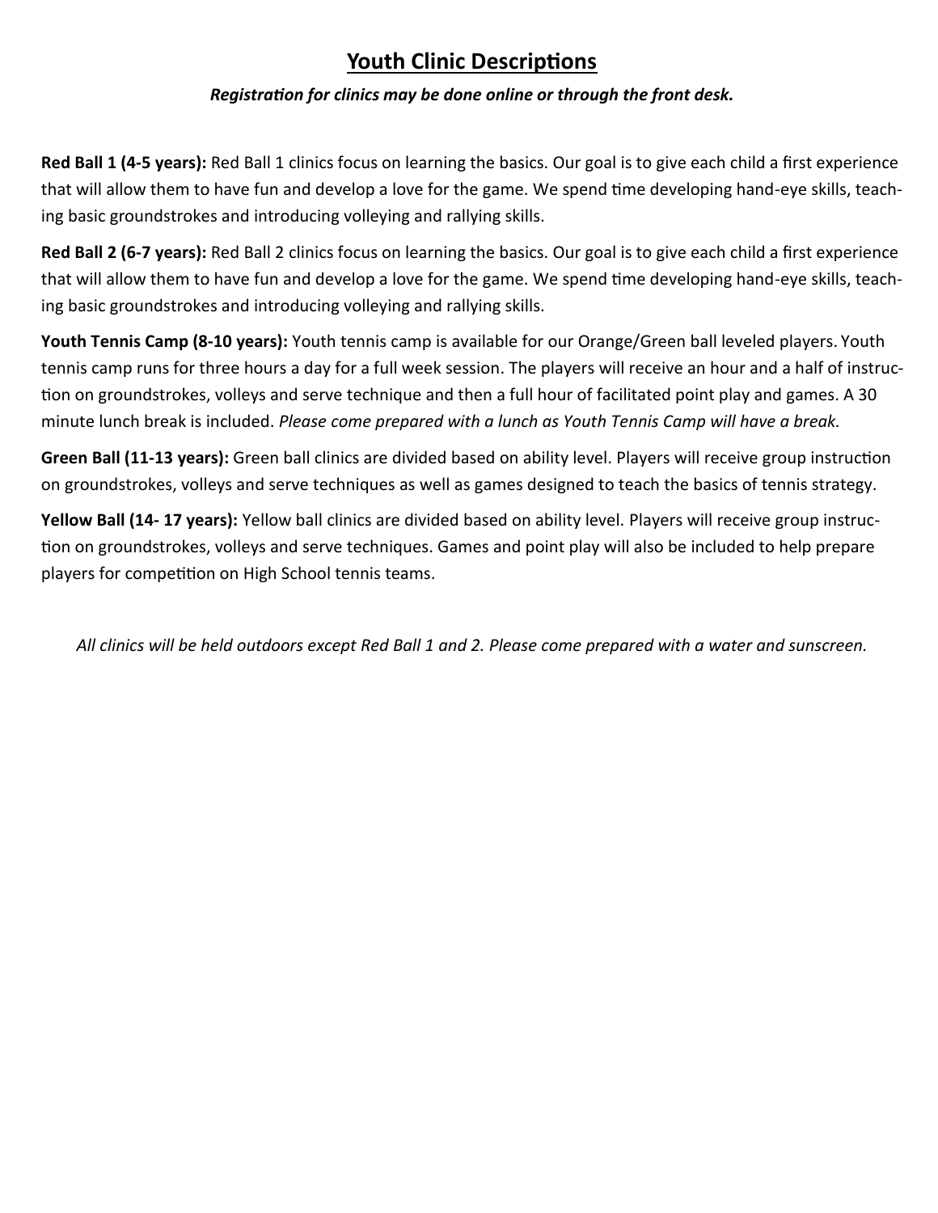## Youth Clinic Descriptions

***Registration for clinics may be done online or through the front desk.***

**Red Ball 1 (4-5 years):** Red Ball 1 clinics focus on learning the basics. Our goal is to give each child a first experience that will allow them to have fun and develop a love for the game. We spend time developing hand-eye skills, teaching basic groundstrokes and introducing volleying and rallying skills.

**Red Ball 2 (6-7 years):** Red Ball 2 clinics focus on learning the basics. Our goal is to give each child a first experience that will allow them to have fun and develop a love for the game. We spend time developing hand-eye skills, teaching basic groundstrokes and introducing volleying and rallying skills.

**Youth Tennis Camp (8-10 years):** Youth tennis camp is available for our Orange/Green ball leveled players. Youth tennis camp runs for three hours a day for a full week session. The players will receive an hour and a half of instruction on groundstrokes, volleys and serve technique and then a full hour of facilitated point play and games. A 30 minute lunch break is included. *Please come prepared with a lunch as Youth Tennis Camp will have a break.*

**Green Ball (11-13 years):** Green ball clinics are divided based on ability level. Players will receive group instruction on groundstrokes, volleys and serve techniques as well as games designed to teach the basics of tennis strategy.

**Yellow Ball (14- 17 years):** Yellow ball clinics are divided based on ability level. Players will receive group instruction on groundstrokes, volleys and serve techniques. Games and point play will also be included to help prepare players for competition on High School tennis teams.

*All clinics will be held outdoors except Red Ball 1 and 2. Please come prepared with a water and sunscreen.*